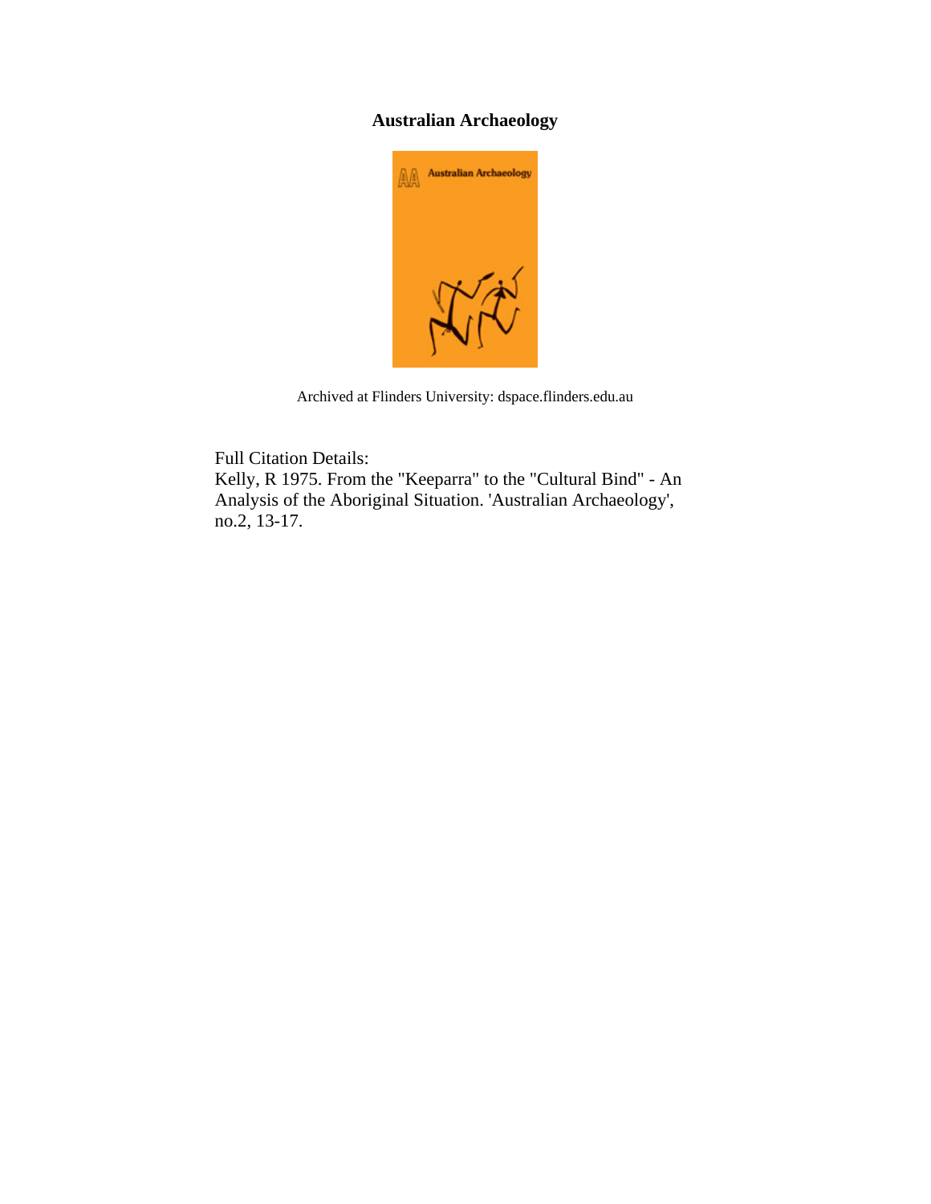**Australian Archaeology**

Archived at Flinders University: dspace.flinders.edu.au

Full Citation Details:
Kelly, R 1975. From the "Keeparra" to the "Cultural Bind" - An Analysis of the Aboriginal Situation. 'Australian Archaeology', no.2, 13-17.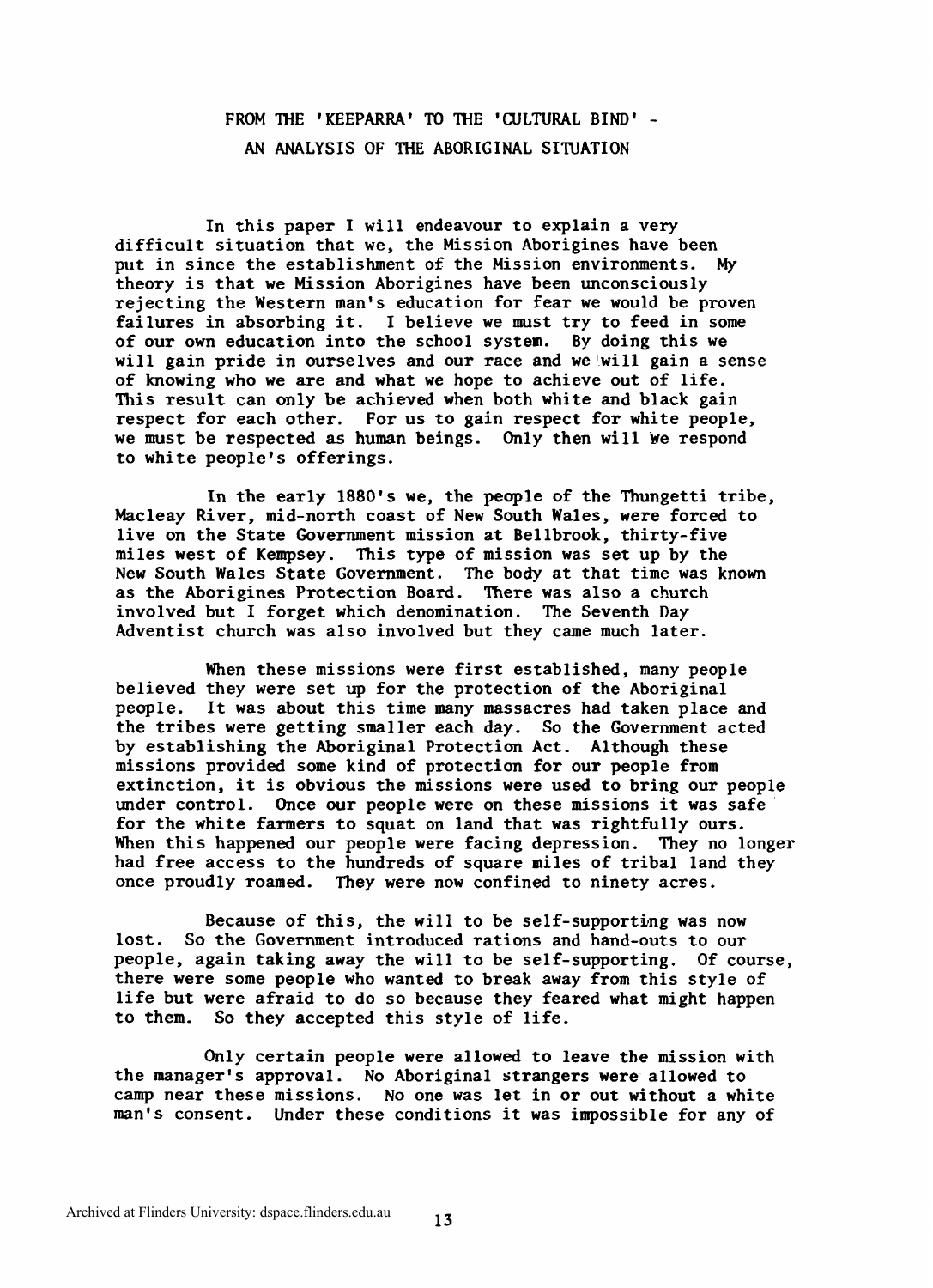# FROM THE 'KEEPARRA' TO THE 'CULTURAL BIND' - AN ANALYSIS OF THE ABORIGINAL SITUATION

In this paper I will endeavour to explain a very difficult situation that we, the Mission Aborigines have been put in since the establishment of the Mission environments. My theory is that we Mission Aborigines have been unconsciously rejecting the Western man's education for fear we would be proven failures in absorbing it. I believe we must try to feed in some of our own education into the school system. By doing this we will gain pride in ourselves and our race and we will gain a sense of knowing who we are and what we hope to achieve out of life. This result can only be achieved when both white and black gain respect for each other. For us to gain respect for white people, we must be respected as human beings. Only then will we respond to white people's offerings.

In the early 1880's we, the people of the Thungetti tribe, Macleay River, mid-north coast of New South Wales, were forced to live on the State Government mission at Bellbrook, thirty-five miles west of Kempsey. This type of mission was set up by the New South Wales State Government. The body at that time was known as the Aborigines Protection Board. There was also a church involved but I forget which denomination. The Seventh Day Adventist church was also involved but they came much later.

When these missions were first established, many people believed they were set up for the protection of the Aboriginal people. It was about this time many massacres had taken place and the tribes were getting smaller each day. So the Government acted by establishing the Aboriginal Protection Act. Although these missions provided some kind of protection for our people from extinction, it is obvious the missions were used to bring our people under control. Once our people were on these missions it was safe for the white farmers to squat on land that was rightfully ours. When this happened our people were facing depression. They no longer had free access to the hundreds of square miles of tribal land they once proudly roamed. They were now confined to ninety acres.

Because of this, the will to be self-supporting was now lost. So the Government introduced rations and hand-outs to our people, again taking away the will to be self-supporting. Of course, there were some people who wanted to break away from this style of life but were afraid to do so because they feared what might happen to them. So they accepted this style of life.

Only certain people were allowed to leave the mission with the manager's approval. No Aboriginal strangers were allowed to camp near these missions. No one was let in or out without a white man's consent. Under these conditions it was impossible for any of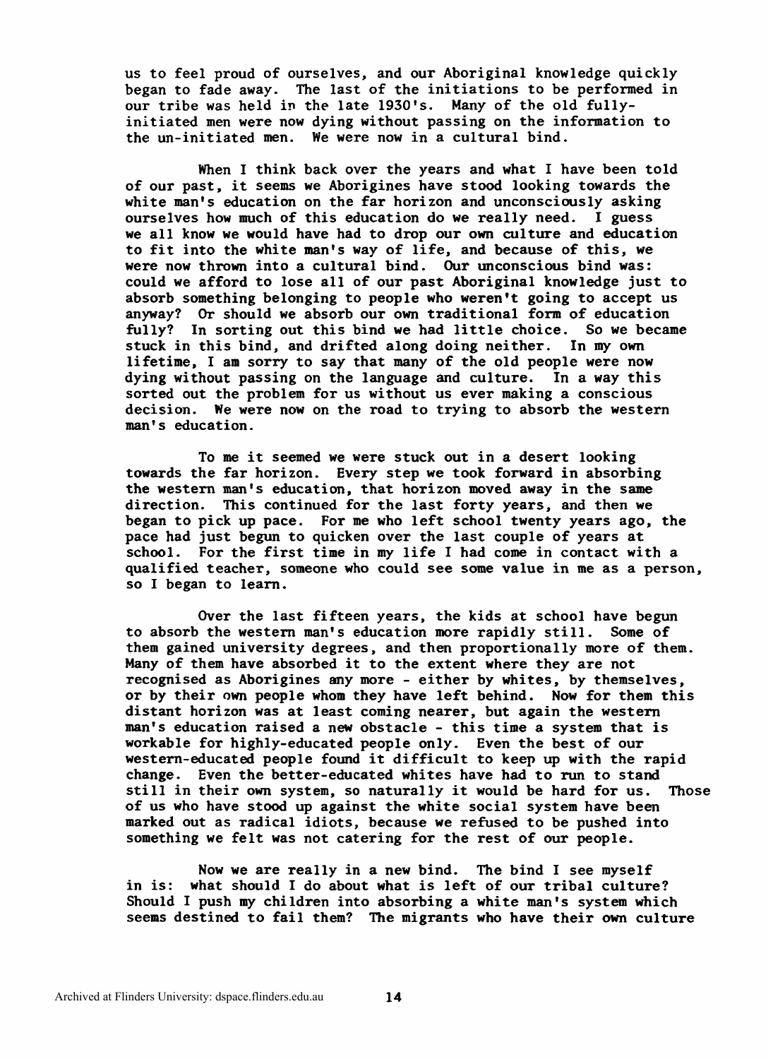us to feel proud of ourselves, and our Aboriginal knowledge quickly began to fade away. The last of the initiations to be performed in our tribe was held in the late 1930's. Many of the old fully-initiated men were now dying without passing on the information to the un-initiated men. We were now in a cultural bind.

When I think back over the years and what I have been told of our past, it seems we Aborigines have stood looking towards the white man's education on the far horizon and unconsciously asking ourselves how much of this education do we really need. I guess we all know we would have had to drop our own culture and education to fit into the white man's way of life, and because of this, we were now thrown into a cultural bind. Our unconscious bind was: could we afford to lose all of our past Aboriginal knowledge just to absorb something belonging to people who weren't going to accept us anyway? Or should we absorb our own traditional form of education fully? In sorting out this bind we had little choice. So we became stuck in this bind, and drifted along doing neither. In my own lifetime, I am sorry to say that many of the old people were now dying without passing on the language and culture. In a way this sorted out the problem for us without us ever making a conscious decision. We were now on the road to trying to absorb the western man's education.

To me it seemed we were stuck out in a desert looking towards the far horizon. Every step we took forward in absorbing the western man's education, that horizon moved away in the same direction. This continued for the last forty years, and then we began to pick up pace. For me who left school twenty years ago, the pace had just begun to quicken over the last couple of years at school. For the first time in my life I had come in contact with a qualified teacher, someone who could see some value in me as a person, so I began to learn.

Over the last fifteen years, the kids at school have begun to absorb the western man's education more rapidly still. Some of them gained university degrees, and then proportionally more of them. Many of them have absorbed it to the extent where they are not recognised as Aborigines any more - either by whites, by themselves, or by their own people whom they have left behind. Now for them this distant horizon was at least coming nearer, but again the western man's education raised a new obstacle - this time a system that is workable for highly-educated people only. Even the best of our western-educated people found it difficult to keep up with the rapid change. Even the better-educated whites have had to run to stand still in their own system, so naturally it would be hard for us. Those of us who have stood up against the white social system have been marked out as radical idiots, because we refused to be pushed into something we felt was not catering for the rest of our people.

Now we are really in a new bind. The bind I see myself in is: what should I do about what is left of our tribal culture? Should I push my children into absorbing a white man's system which seems destined to fail them? The migrants who have their own culture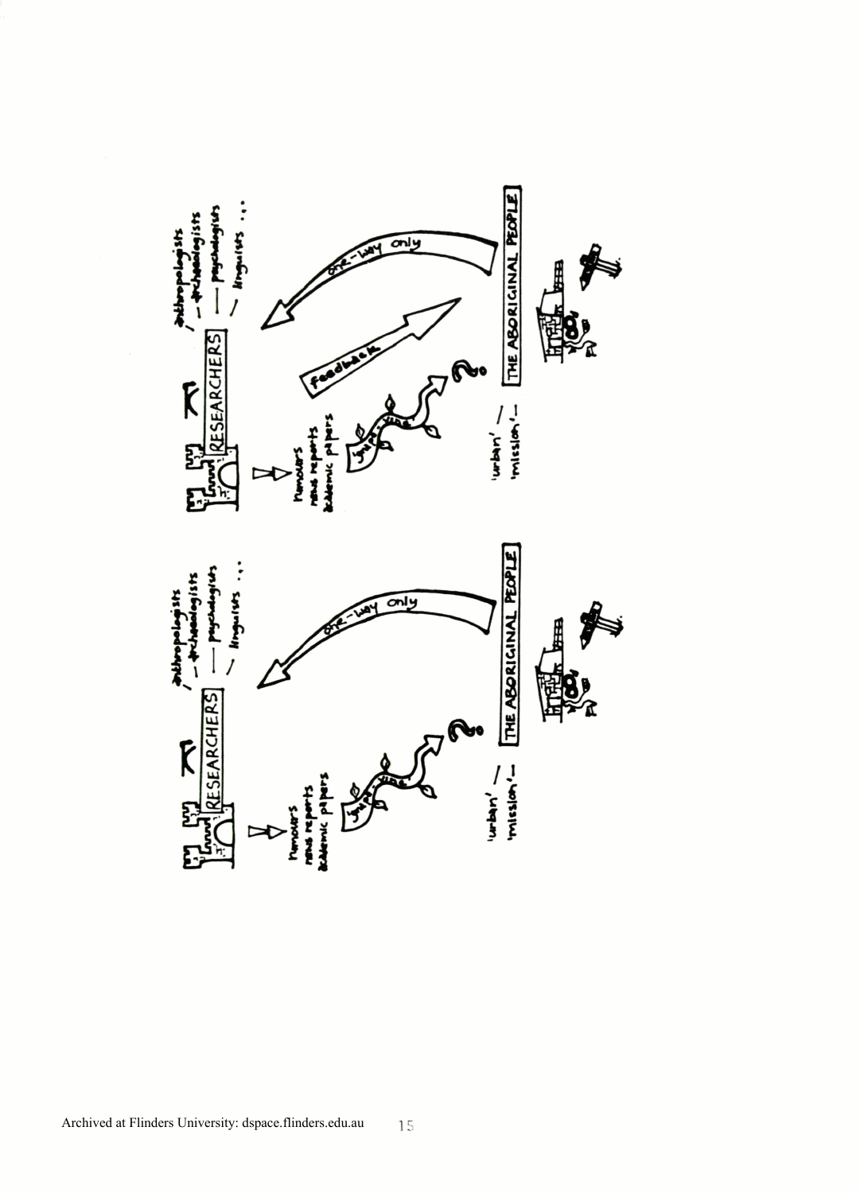RESEARCHERS

anthropologists
archaeologists
psychologists
linguists ...

one-way only

rumours
news reports
academic papers

grape vine

?

'urban' —
'mission' —

THE ABORIGINAL PEOPLE

RESEARCHERS

anthropologists
archaeologists
psychologists
linguists ...

one-way only

feedback

rumours
news reports
academic papers

grape vine

?

'urban' —
'mission' —

THE ABORIGINAL PEOPLE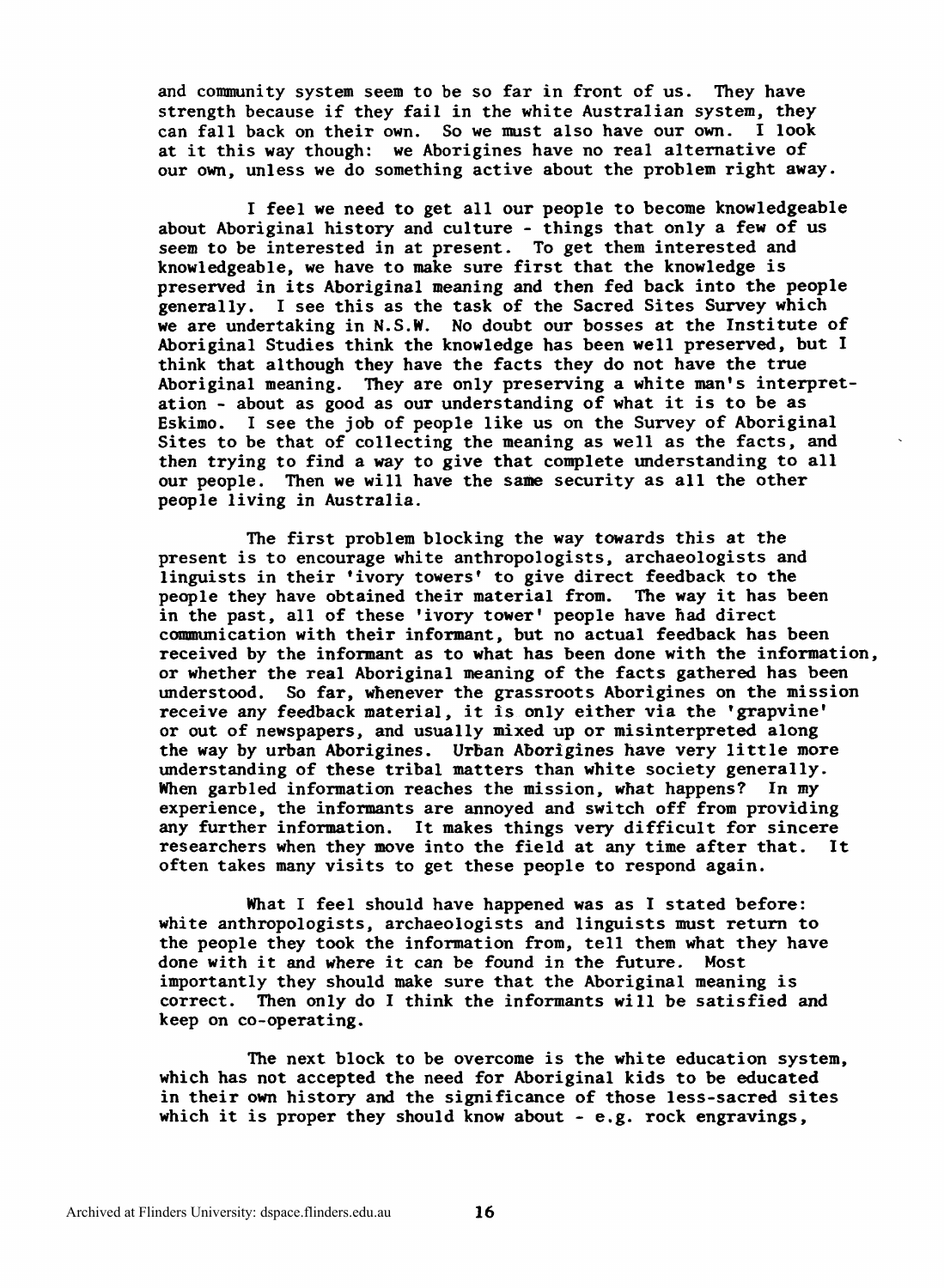and community system seem to be so far in front of us. They have strength because if they fail in the white Australian system, they can fall back on their own. So we must also have our own. I look at it this way though: we Aborigines have no real alternative of our own, unless we do something active about the problem right away.

I feel we need to get all our people to become knowledgeable about Aboriginal history and culture - things that only a few of us seem to be interested in at present. To get them interested and knowledgeable, we have to make sure first that the knowledge is preserved in its Aboriginal meaning and then fed back into the people generally. I see this as the task of the Sacred Sites Survey which we are undertaking in N.S.W. No doubt our bosses at the Institute of Aboriginal Studies think the knowledge has been well preserved, but I think that although they have the facts they do not have the true Aboriginal meaning. They are only preserving a white man's interpretation - about as good as our understanding of what it is to be as Eskimo. I see the job of people like us on the Survey of Aboriginal Sites to be that of collecting the meaning as well as the facts, and then trying to find a way to give that complete understanding to all our people. Then we will have the same security as all the other people living in Australia.

The first problem blocking the way towards this at the present is to encourage white anthropologists, archaeologists and linguists in their 'ivory towers' to give direct feedback to the people they have obtained their material from. The way it has been in the past, all of these 'ivory tower' people have had direct communication with their informant, but no actual feedback has been received by the informant as to what has been done with the information, or whether the real Aboriginal meaning of the facts gathered has been understood. So far, whenever the grassroots Aborigines on the mission receive any feedback material, it is only either via the 'grapvine' or out of newspapers, and usually mixed up or misinterpreted along the way by urban Aborigines. Urban Aborigines have very little more understanding of these tribal matters than white society generally. When garbled information reaches the mission, what happens? In my experience, the informants are annoyed and switch off from providing any further information. It makes things very difficult for sincere researchers when they move into the field at any time after that. It often takes many visits to get these people to respond again.

What I feel should have happened was as I stated before: white anthropologists, archaeologists and linguists must return to the people they took the information from, tell them what they have done with it and where it can be found in the future. Most importantly they should make sure that the Aboriginal meaning is correct. Then only do I think the informants will be satisfied and keep on co-operating.

The next block to be overcome is the white education system, which has not accepted the need for Aboriginal kids to be educated in their own history and the significance of those less-sacred sites which it is proper they should know about - e.g. rock engravings,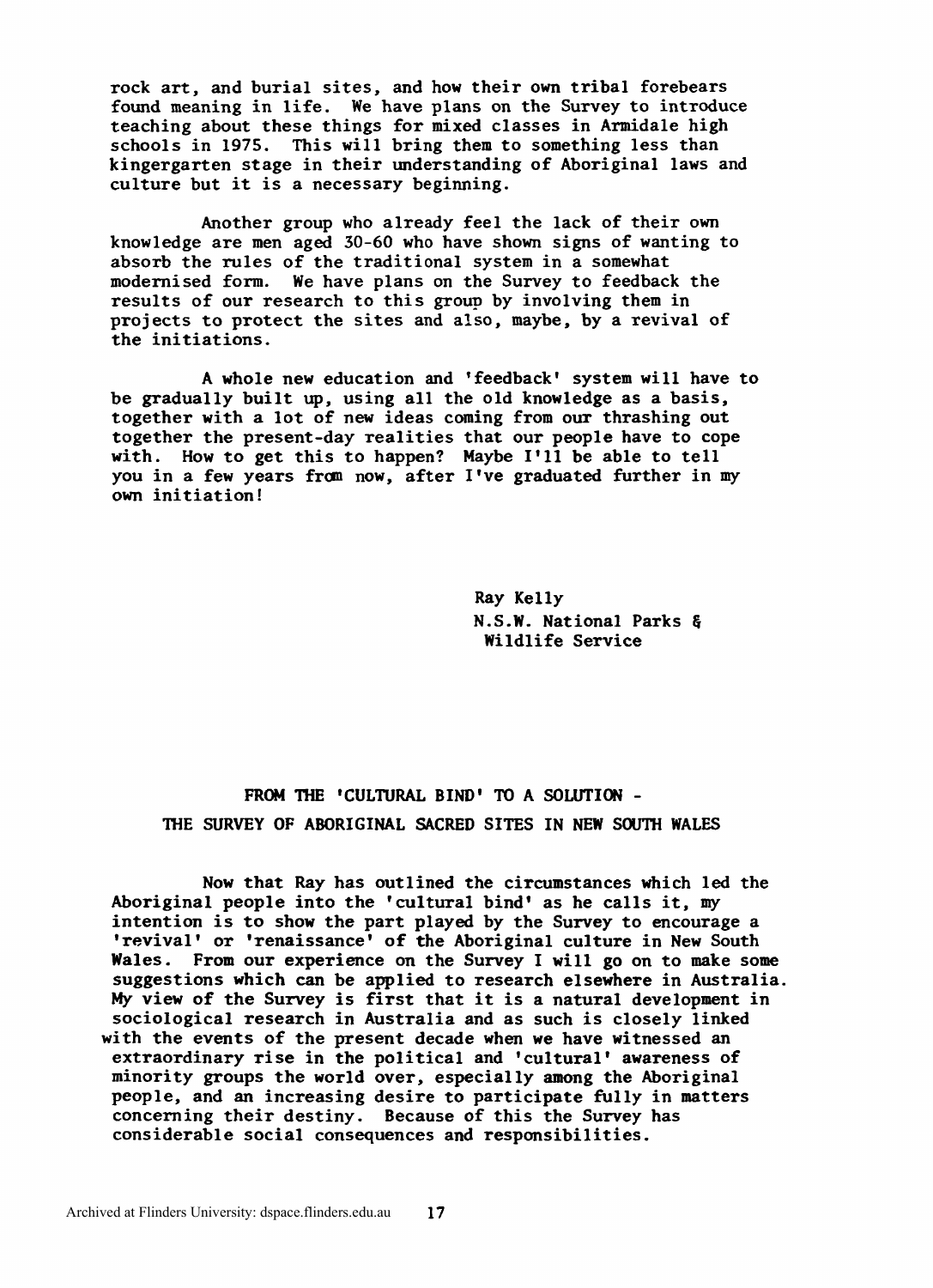rock art, and burial sites, and how their own tribal forebears found meaning in life. We have plans on the Survey to introduce teaching about these things for mixed classes in Armidale high schools in 1975. This will bring them to something less than kingergarten stage in their understanding of Aboriginal laws and culture but it is a necessary beginning.

Another group who already feel the lack of their own knowledge are men aged 30-60 who have shown signs of wanting to absorb the rules of the traditional system in a somewhat modernised form. We have plans on the Survey to feedback the results of our research to this group by involving them in projects to protect the sites and also, maybe, by a revival of the initiations.

A whole new education and 'feedback' system will have to be gradually built up, using all the old knowledge as a basis, together with a lot of new ideas coming from our thrashing out together the present-day realities that our people have to cope with. How to get this to happen? Maybe I'll be able to tell you in a few years from now, after I've graduated further in my own initiation!

Ray Kelly
N.S.W. National Parks & Wildlife Service

## FROM THE 'CULTURAL BIND' TO A SOLUTION - THE SURVEY OF ABORIGINAL SACRED SITES IN NEW SOUTH WALES

Now that Ray has outlined the circumstances which led the Aboriginal people into the 'cultural bind' as he calls it, my intention is to show the part played by the Survey to encourage a 'revival' or 'renaissance' of the Aboriginal culture in New South Wales. From our experience on the Survey I will go on to make some suggestions which can be applied to research elsewhere in Australia. My view of the Survey is first that it is a natural development in sociological research in Australia and as such is closely linked with the events of the present decade when we have witnessed an extraordinary rise in the political and 'cultural' awareness of minority groups the world over, especially among the Aboriginal people, and an increasing desire to participate fully in matters concerning their destiny. Because of this the Survey has considerable social consequences and responsibilities.